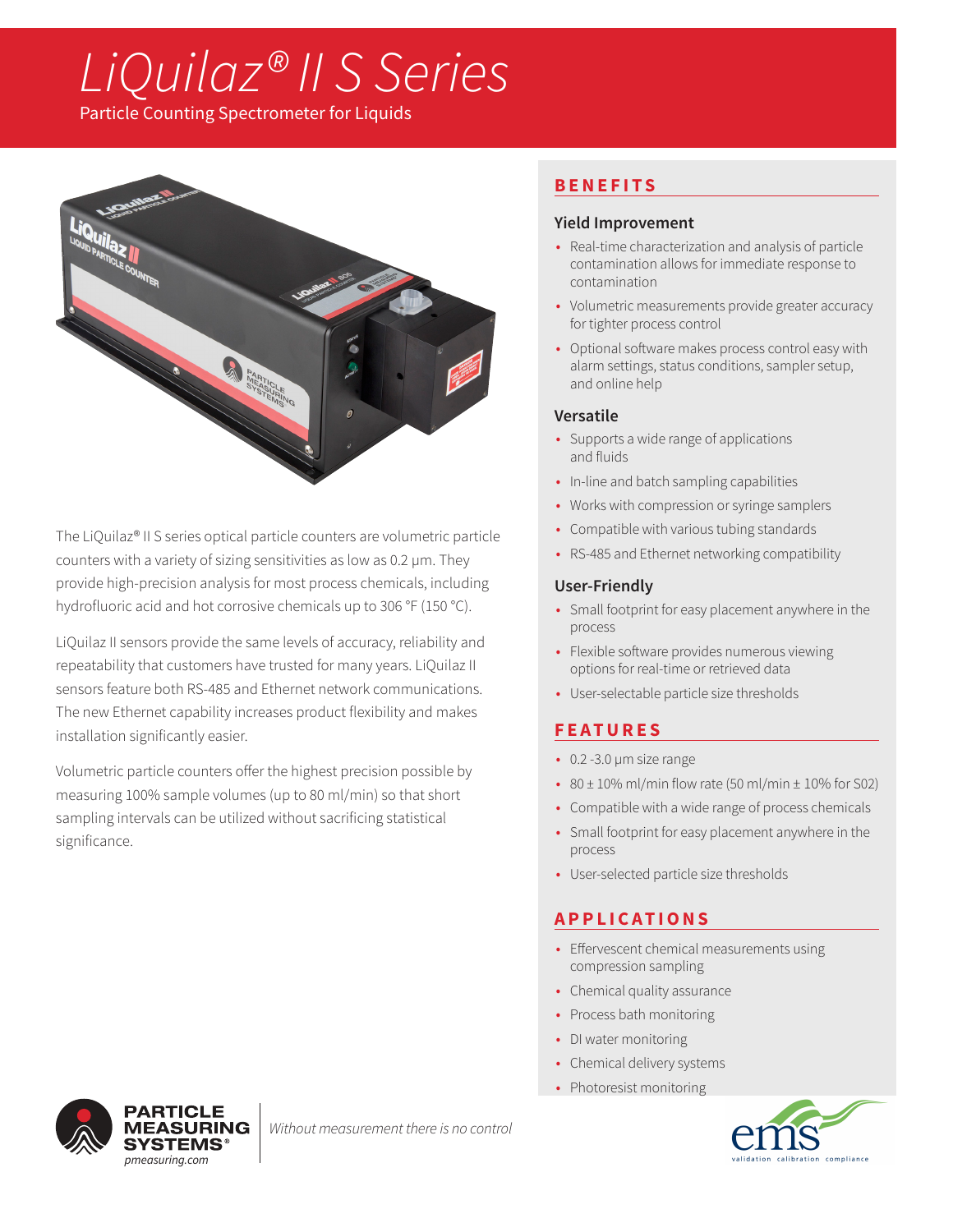#  LiQuilaz® II S Series

Particle Counting Spectrometer for Liquids

The LiQuilaz® II S series optical particle counters are volumetric particle counters with a variety of sizing sensitivities as low as 0.2 µm. They provide high-precision analysis for most process chemicals, including hydrofluoric acid and hot corrosive chemicals up to 306 °F (150 °C).

LiQuilaz II sensors provide the same levels of accuracy, reliability and repeatability that customers have trusted for many years. LiQuilaz II sensors feature both RS-485 and Ethernet network communications. The new Ethernet capability increases product flexibility and makes installation significantly easier.

Volumetric particle counters offer the highest precision possible by measuring 100% sample volumes (up to 80 ml/min) so that short sampling intervals can be utilized without sacrificing statistical significance.

## BENEFITS

### Yield Improvement

- Real-time characterization and analysis of particle contamination allows for immediate response to contamination
- Volumetric measurements provide greater accuracy for tighter process control
- Optional software makes process control easy with alarm settings, status conditions, sampler setup, and online help

### Versatile

- Supports a wide range of applications and fluids
- In-line and batch sampling capabilities
- Works with compression or syringe samplers
- Compatible with various tubing standards
- RS-485 and Ethernet networking compatibility

### User-Friendly

- Small footprint for easy placement anywhere in the process
- Flexible software provides numerous viewing options for real-time or retrieved data
- User-selectable particle size thresholds

## FEATURES

- 0.2 -3.0 µm size range
- 80 ± 10% ml/min flow rate (50 ml/min ± 10% for S02)
- Compatible with a wide range of process chemicals
- Small footprint for easy placement anywhere in the process
- User-selected particle size thresholds

## APPLICATIONS

- Effervescent chemical measurements using compression sampling
- Chemical quality assurance
- Process bath monitoring
- DI water monitoring
- Chemical delivery systems
- Photoresist monitoring

PARTICLE MEASURING SYSTEMS® pmeasuring.com

*Without measurement there is no control*

ems validation calibration compliance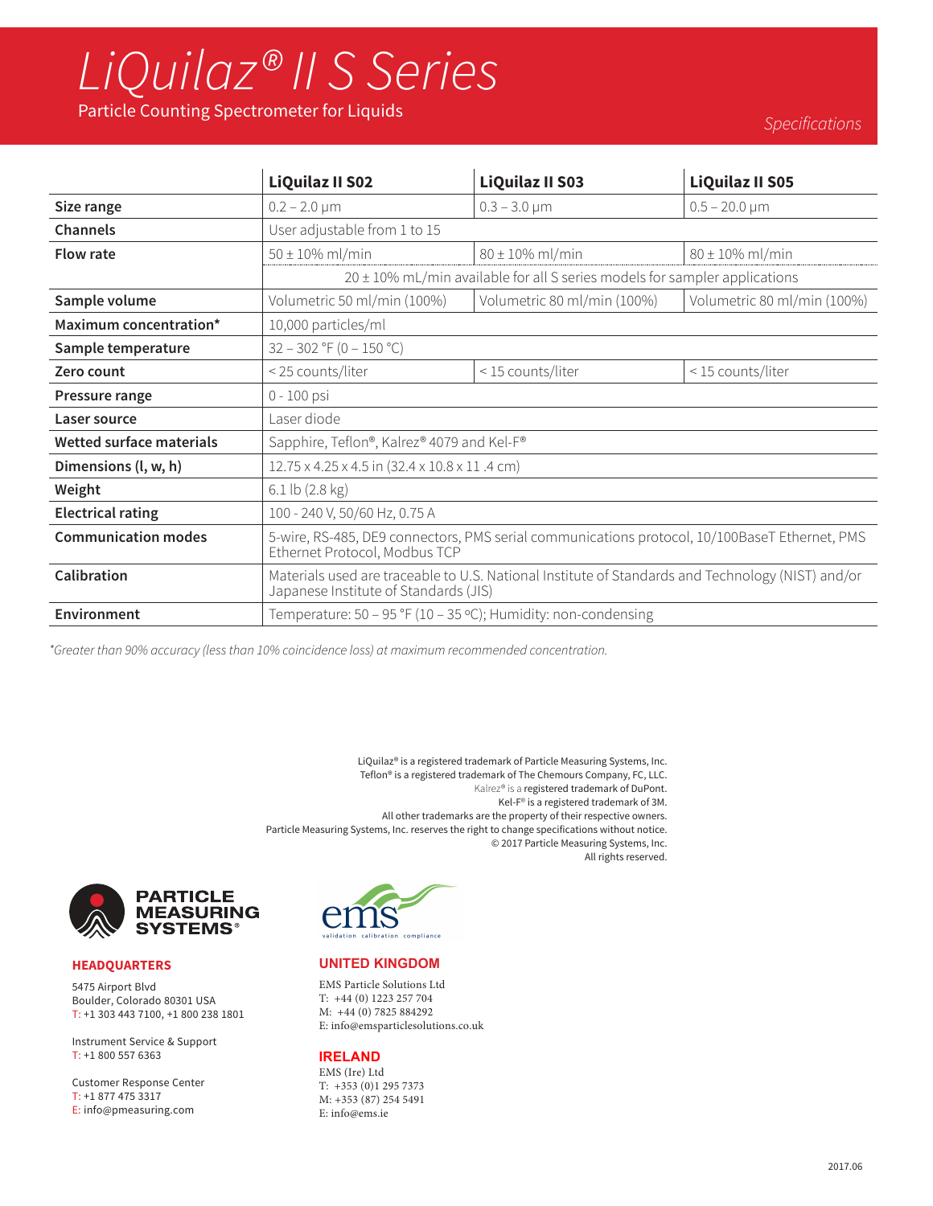# LiQuilaz® II S Series

Particle Counting Spectrometer for Liquids

*Specifications*

| | LiQuilaz II S02 | LiQuilaz II S03 | LiQuilaz II S05 |
|---|---|---|---|
| **Size range** | 0.2 – 2.0 µm | 0.3 – 3.0 µm | 0.5 – 20.0 µm |
| **Channels** | User adjustable from 1 to 15 | | |
| **Flow rate** | 50 ± 10% ml/min | 80 ± 10% ml/min | 80 ± 10% ml/min |
| | 20 ± 10% mL/min available for all S series models for sampler applications | | |
| **Sample volume** | Volumetric 50 ml/min (100%) | Volumetric 80 ml/min (100%) | Volumetric 80 ml/min (100%) |
| **Maximum concentration*** | 10,000 particles/ml | | |
| **Sample temperature** | 32 – 302 °F (0 – 150 °C) | | |
| **Zero count** | < 25 counts/liter | < 15 counts/liter | < 15 counts/liter |
| **Pressure range** | 0 - 100 psi | | |
| **Laser source** | Laser diode | | |
| **Wetted surface materials** | Sapphire, Teflon®, Kalrez® 4079 and Kel-F® | | |
| **Dimensions (l, w, h)** | 12.75 x 4.25 x 4.5 in (32.4 x 10.8 x 11 .4 cm) | | |
| **Weight** | 6.1 lb (2.8 kg) | | |
| **Electrical rating** | 100 - 240 V, 50/60 Hz, 0.75 A | | |
| **Communication modes** | 5-wire, RS-485, DE9 connectors, PMS serial communications protocol, 10/100BaseT Ethernet, PMS Ethernet Protocol, Modbus TCP | | |
| **Calibration** | Materials used are traceable to U.S. National Institute of Standards and Technology (NIST) and/or Japanese Institute of Standards (JIS) | | |
| **Environment** | Temperature: 50 – 95 °F (10 – 35 ºC); Humidity: non-condensing | | |

*\*Greater than 90% accuracy (less than 10% coincidence loss) at maximum recommended concentration.*

LiQuilaz® is a registered trademark of Particle Measuring Systems, Inc.
Teflon® is a registered trademark of The Chemours Company, FC, LLC.
Kalrez® is a registered trademark of DuPont.
Kel-F® is a registered trademark of 3M.
All other trademarks are the property of their respective owners.
Particle Measuring Systems, Inc. reserves the right to change specifications without notice.
© 2017 Particle Measuring Systems, Inc.
All rights reserved.

PARTICLE MEASURING SYSTEMS®

**HEADQUARTERS**

5475 Airport Blvd
Boulder, Colorado 80301 USA
T: +1 303 443 7100, +1 800 238 1801

Instrument Service & Support
T: +1 800 557 6363

Customer Response Center
T: +1 877 475 3317
E: info@pmeasuring.com

ems — validation calibration compliance

**UNITED KINGDOM**

EMS Particle Solutions Ltd
T: +44 (0) 1223 257 704
M: +44 (0) 7825 884292
E: info@emsparticlesolutions.co.uk

**IRELAND**

EMS (Ire) Ltd
T: +353 (0)1 295 7373
M: +353 (87) 254 5491
E: info@ems.ie

2017.06